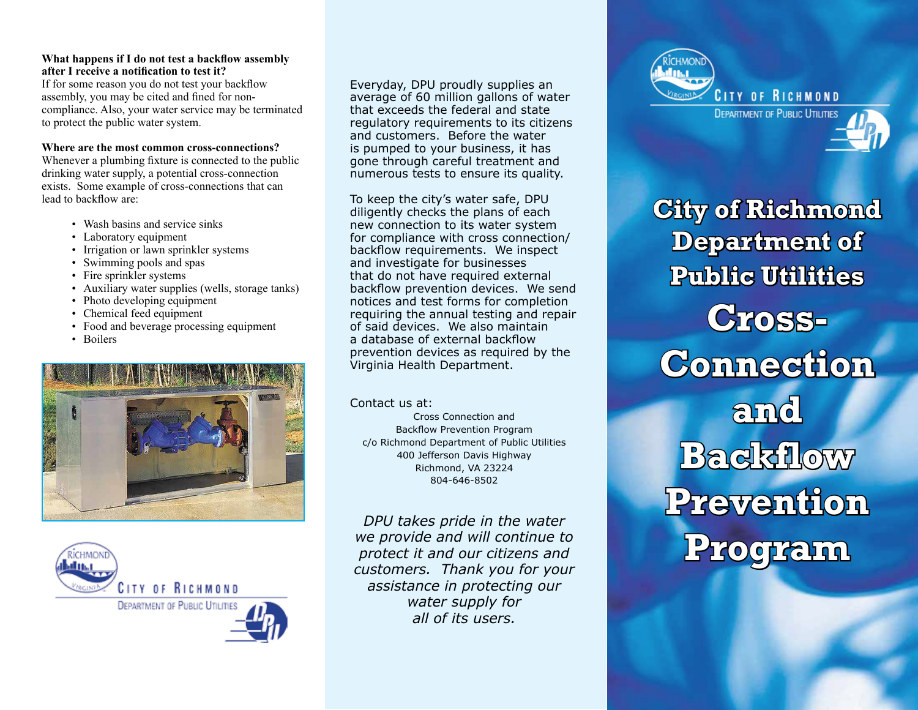**What happens if I do not test a backflow assembly after I receive a notification to test it?**

If for some reason you do not test your backflow assembly, you may be cited and fined for non-compliance. Also, your water service may be terminated to protect the public water system.

**Where are the most common cross-connections?**

Whenever a plumbing fixture is connected to the public drinking water supply, a potential cross-connection exists. Some example of cross-connections that can lead to backflow are:

- Wash basins and service sinks
- Laboratory equipment
- Irrigation or lawn sprinkler systems
- Swimming pools and spas
- Fire sprinkler systems
- Auxiliary water supplies (wells, storage tanks)
- Photo developing equipment
- Chemical feed equipment
- Food and beverage processing equipment
- Boilers

City of Richmond
Department of Public Utilities

Everyday, DPU proudly supplies an average of 60 million gallons of water that exceeds the federal and state regulatory requirements to its citizens and customers. Before the water is pumped to your business, it has gone through careful treatment and numerous tests to ensure its quality.

To keep the city's water safe, DPU diligently checks the plans of each new connection to its water system for compliance with cross connection/ backflow requirements. We inspect and investigate for businesses that do not have required external backflow prevention devices. We send notices and test forms for completion requiring the annual testing and repair of said devices. We also maintain a database of external backflow prevention devices as required by the Virginia Health Department.

Contact us at:

Cross Connection and
Backflow Prevention Program
c/o Richmond Department of Public Utilities
400 Jefferson Davis Highway
Richmond, VA 23224
804-646-8502

*DPU takes pride in the water we provide and will continue to protect it and our citizens and customers. Thank you for your assistance in protecting our water supply for all of its users.*

City of Richmond
Department of Public Utilities

# City of Richmond Department of Public Utilities

# Cross-Connection and Backflow Prevention Program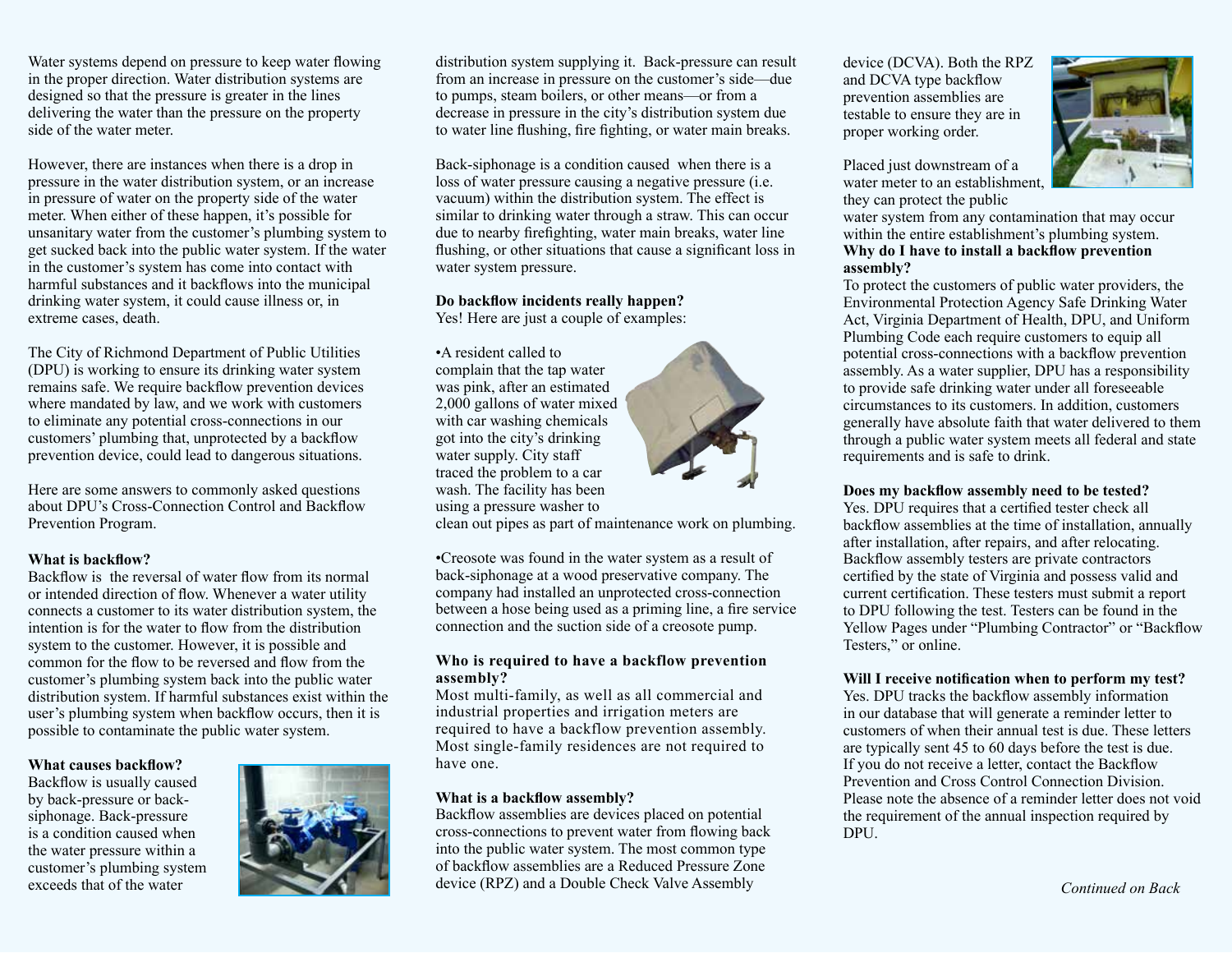Water systems depend on pressure to keep water flowing in the proper direction. Water distribution systems are designed so that the pressure is greater in the lines delivering the water than the pressure on the property side of the water meter.

However, there are instances when there is a drop in pressure in the water distribution system, or an increase in pressure of water on the property side of the water meter. When either of these happen, it's possible for unsanitary water from the customer's plumbing system to get sucked back into the public water system. If the water in the customer's system has come into contact with harmful substances and it backflows into the municipal drinking water system, it could cause illness or, in extreme cases, death.

The City of Richmond Department of Public Utilities (DPU) is working to ensure its drinking water system remains safe. We require backflow prevention devices where mandated by law, and we work with customers to eliminate any potential cross-connections in our customers' plumbing that, unprotected by a backflow prevention device, could lead to dangerous situations.

Here are some answers to commonly asked questions about DPU's Cross-Connection Control and Backflow Prevention Program.

**What is backflow?**
Backflow is the reversal of water flow from its normal or intended direction of flow. Whenever a water utility connects a customer to its water distribution system, the intention is for the water to flow from the distribution system to the customer. However, it is possible and common for the flow to be reversed and flow from the customer's plumbing system back into the public water distribution system. If harmful substances exist within the user's plumbing system when backflow occurs, then it is possible to contaminate the public water system.

**What causes backflow?**
Backflow is usually caused by back-pressure or back-siphonage. Back-pressure is a condition caused when the water pressure within a customer's plumbing system exceeds that of the water distribution system supplying it. Back-pressure can result from an increase in pressure on the customer's side—due to pumps, steam boilers, or other means—or from a decrease in pressure in the city's distribution system due to water line flushing, fire fighting, or water main breaks.

Back-siphonage is a condition caused when there is a loss of water pressure causing a negative pressure (i.e. vacuum) within the distribution system. The effect is similar to drinking water through a straw. This can occur due to nearby firefighting, water main breaks, water line flushing, or other situations that cause a significant loss in water system pressure.

**Do backflow incidents really happen?**
Yes! Here are just a couple of examples:

•A resident called to complain that the tap water was pink, after an estimated 2,000 gallons of water mixed with car washing chemicals got into the city's drinking water supply. City staff traced the problem to a car wash. The facility has been using a pressure washer to clean out pipes as part of maintenance work on plumbing.

•Creosote was found in the water system as a result of back-siphonage at a wood preservative company. The company had installed an unprotected cross-connection between a hose being used as a priming line, a fire service connection and the suction side of a creosote pump.

**Who is required to have a backflow prevention assembly?**
Most multi-family, as well as all commercial and industrial properties and irrigation meters are required to have a backflow prevention assembly. Most single-family residences are not required to have one.

**What is a backflow assembly?**
Backflow assemblies are devices placed on potential cross-connections to prevent water from flowing back into the public water system. The most common type of backflow assemblies are a Reduced Pressure Zone device (RPZ) and a Double Check Valve Assembly device (DCVA). Both the RPZ and DCVA type backflow prevention assemblies are testable to ensure they are in proper working order.

Placed just downstream of a water meter to an establishment, they can protect the public water system from any contamination that may occur within the entire establishment's plumbing system.

**Why do I have to install a backflow prevention assembly?**
To protect the customers of public water providers, the Environmental Protection Agency Safe Drinking Water Act, Virginia Department of Health, DPU, and Uniform Plumbing Code each require customers to equip all potential cross-connections with a backflow prevention assembly. As a water supplier, DPU has a responsibility to provide safe drinking water under all foreseeable circumstances to its customers. In addition, customers generally have absolute faith that water delivered to them through a public water system meets all federal and state requirements and is safe to drink.

**Does my backflow assembly need to be tested?**
Yes. DPU requires that a certified tester check all backflow assemblies at the time of installation, annually after installation, after repairs, and after relocating. Backflow assembly testers are private contractors certified by the state of Virginia and possess valid and current certification. These testers must submit a report to DPU following the test. Testers can be found in the Yellow Pages under "Plumbing Contractor" or "Backflow Testers," or online.

**Will I receive notification when to perform my test?**
Yes. DPU tracks the backflow assembly information in our database that will generate a reminder letter to customers of when their annual test is due. These letters are typically sent 45 to 60 days before the test is due. If you do not receive a letter, contact the Backflow Prevention and Cross Control Connection Division. Please note the absence of a reminder letter does not void the requirement of the annual inspection required by DPU.

*Continued on Back*